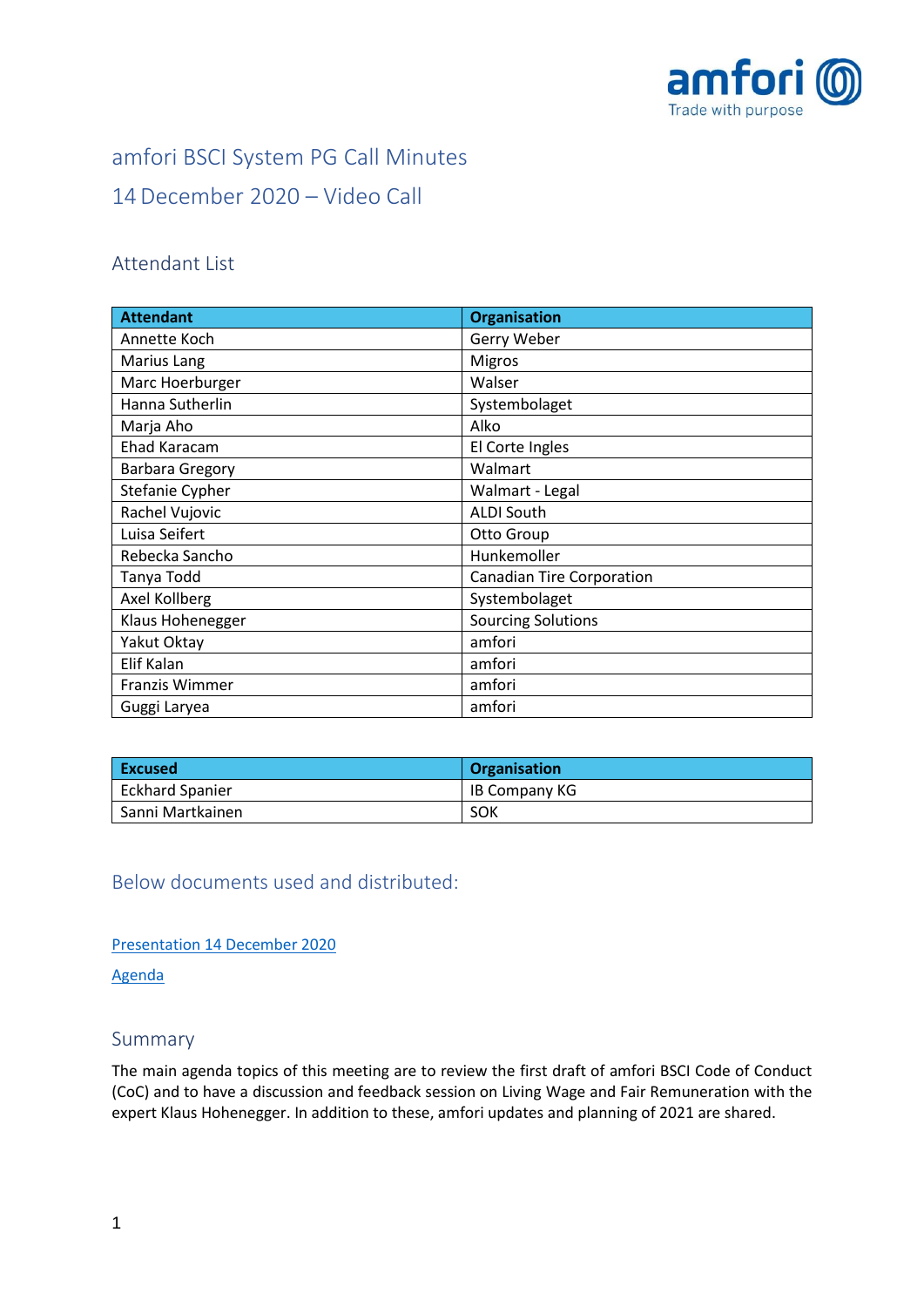# amfori BSCI System PG Call Minutes

## 14 December 2020 – Video Call

### Attendant List

| Attendant | Organisation |
|---|---|
| Annette Koch | Gerry Weber |
| Marius Lang | Migros |
| Marc Hoerburger | Walser |
| Hanna Sutherlin | Systembolaget |
| Marja Aho | Alko |
| Ehad Karacam | El Corte Ingles |
| Barbara Gregory | Walmart |
| Stefanie Cypher | Walmart - Legal |
| Rachel Vujovic | ALDI South |
| Luisa Seifert | Otto Group |
| Rebecka Sancho | Hunkemoller |
| Tanya Todd | Canadian Tire Corporation |
| Axel Kollberg | Systembolaget |
| Klaus Hohenegger | Sourcing Solutions |
| Yakut Oktay | amfori |
| Elif Kalan | amfori |
| Franzis Wimmer | amfori |
| Guggi Laryea | amfori |

| Excused | Organisation |
|---|---|
| Eckhard Spanier | IB Company KG |
| Sanni Martkainen | SOK |

### Below documents used and distributed:

Presentation 14 December 2020

Agenda

### Summary

The main agenda topics of this meeting are to review the first draft of amfori BSCI Code of Conduct (CoC) and to have a discussion and feedback session on Living Wage and Fair Remuneration with the expert Klaus Hohenegger. In addition to these, amfori updates and planning of 2021 are shared.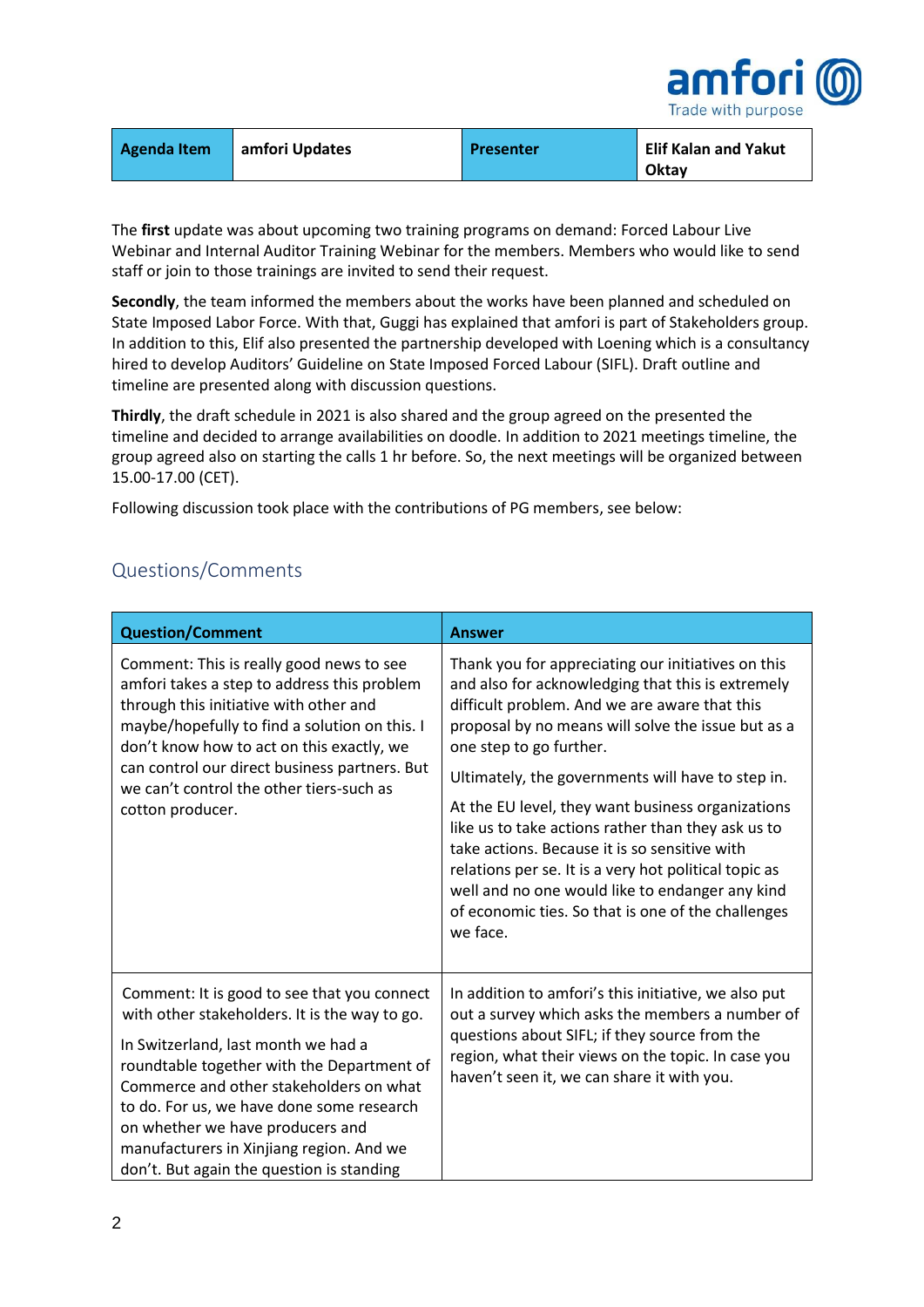| Agenda Item | amfori Updates | Presenter | Elif Kalan and Yakut Oktay |
|---|---|---|---|

The **first** update was about upcoming two training programs on demand: Forced Labour Live Webinar and Internal Auditor Training Webinar for the members. Members who would like to send staff or join to those trainings are invited to send their request.

**Secondly**, the team informed the members about the works have been planned and scheduled on State Imposed Labor Force. With that, Guggi has explained that amfori is part of Stakeholders group. In addition to this, Elif also presented the partnership developed with Loening which is a consultancy hired to develop Auditors' Guideline on State Imposed Forced Labour (SIFL). Draft outline and timeline are presented along with discussion questions.

**Thirdly**, the draft schedule in 2021 is also shared and the group agreed on the presented the timeline and decided to arrange availabilities on doodle. In addition to 2021 meetings timeline, the group agreed also on starting the calls 1 hr before. So, the next meetings will be organized between 15.00-17.00 (CET).

Following discussion took place with the contributions of PG members, see below:

## Questions/Comments

| Question/Comment | Answer |
|---|---|
| Comment: This is really good news to see amfori takes a step to address this problem through this initiative with other and maybe/hopefully to find a solution on this. I don't know how to act on this exactly, we can control our direct business partners. But we can't control the other tiers-such as cotton producer. | Thank you for appreciating our initiatives on this and also for acknowledging that this is extremely difficult problem. And we are aware that this proposal by no means will solve the issue but as a one step to go further.<br><br>Ultimately, the governments will have to step in.<br><br>At the EU level, they want business organizations like us to take actions rather than they ask us to take actions. Because it is so sensitive with relations per se. It is a very hot political topic as well and no one would like to endanger any kind of economic ties. So that is one of the challenges we face. |
| Comment: It is good to see that you connect with other stakeholders. It is the way to go.<br><br>In Switzerland, last month we had a roundtable together with the Department of Commerce and other stakeholders on what to do. For us, we have done some research on whether we have producers and manufacturers in Xinjiang region. And we don't. But again the question is standing | In addition to amfori's this initiative, we also put out a survey which asks the members a number of questions about SIFL; if they source from the region, what their views on the topic. In case you haven't seen it, we can share it with you. |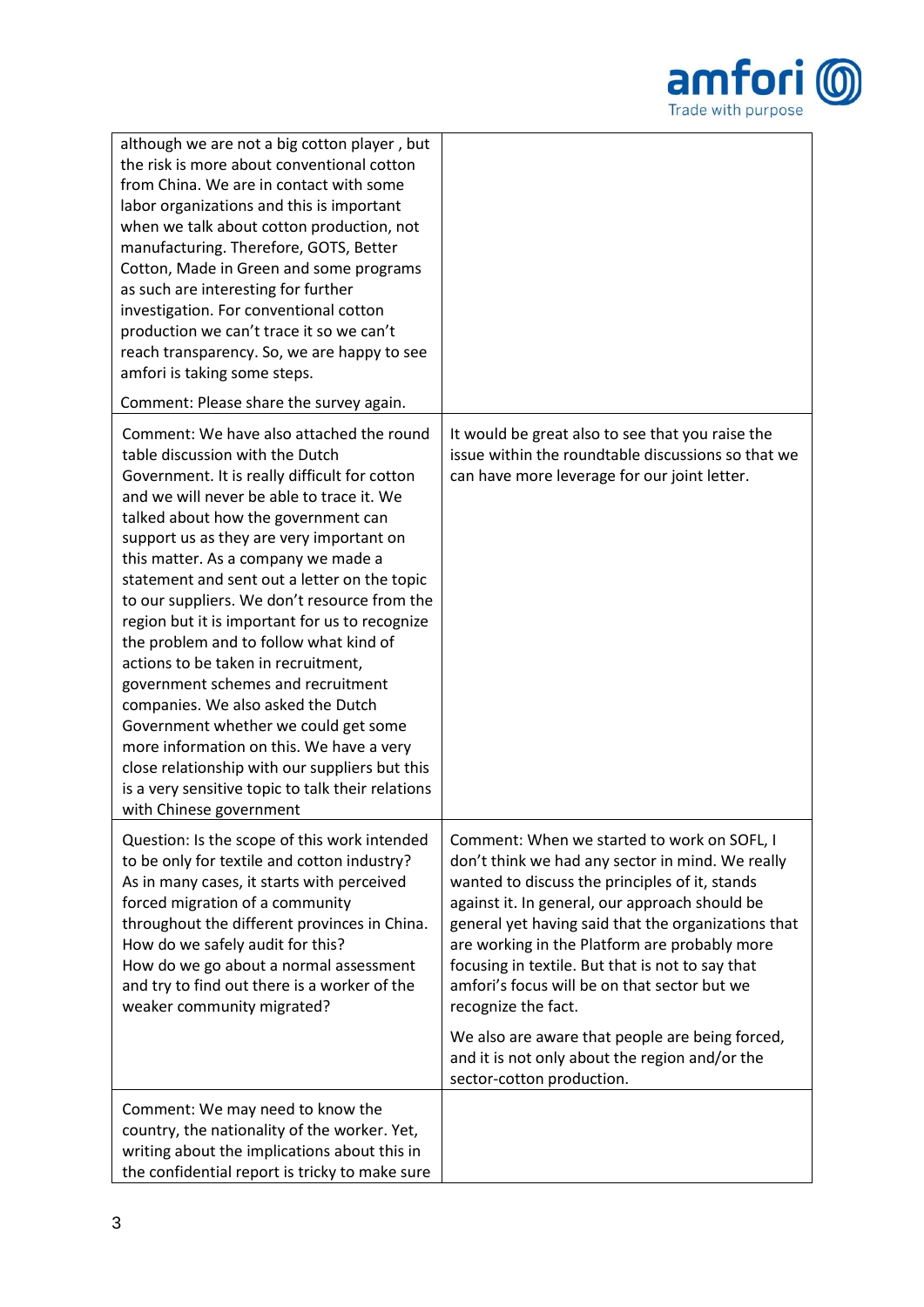| | |
|---|---|
| although we are not a big cotton player , but the risk is more about conventional cotton from China. We are in contact with some labor organizations and this is important when we talk about cotton production, not manufacturing. Therefore, GOTS, Better Cotton, Made in Green and some programs as such are interesting for further investigation. For conventional cotton production we can't trace it so we can't reach transparency. So, we are happy to see amfori is taking some steps.<br><br>Comment: Please share the survey again. | |
| Comment: We have also attached the round table discussion with the Dutch Government. It is really difficult for cotton and we will never be able to trace it. We talked about how the government can support us as they are very important on this matter. As a company we made a statement and sent out a letter on the topic to our suppliers. We don't resource from the region but it is important for us to recognize the problem and to follow what kind of actions to be taken in recruitment, government schemes and recruitment companies. We also asked the Dutch Government whether we could get some more information on this. We have a very close relationship with our suppliers but this is a very sensitive topic to talk their relations with Chinese government | It would be great also to see that you raise the issue within the roundtable discussions so that we can have more leverage for our joint letter. |
| Question: Is the scope of this work intended to be only for textile and cotton industry? As in many cases, it starts with perceived forced migration of a community throughout the different provinces in China. How do we safely audit for this?<br>How do we go about a normal assessment and try to find out there is a worker of the weaker community migrated? | Comment: When we started to work on SOFL, I don't think we had any sector in mind. We really wanted to discuss the principles of it, stands against it. In general, our approach should be general yet having said that the organizations that are working in the Platform are probably more focusing in textile. But that is not to say that amfori's focus will be on that sector but we recognize the fact.<br><br>We also are aware that people are being forced, and it is not only about the region and/or the sector-cotton production. |
| Comment: We may need to know the country, the nationality of the worker. Yet, writing about the implications about this in the confidential report is tricky to make sure | |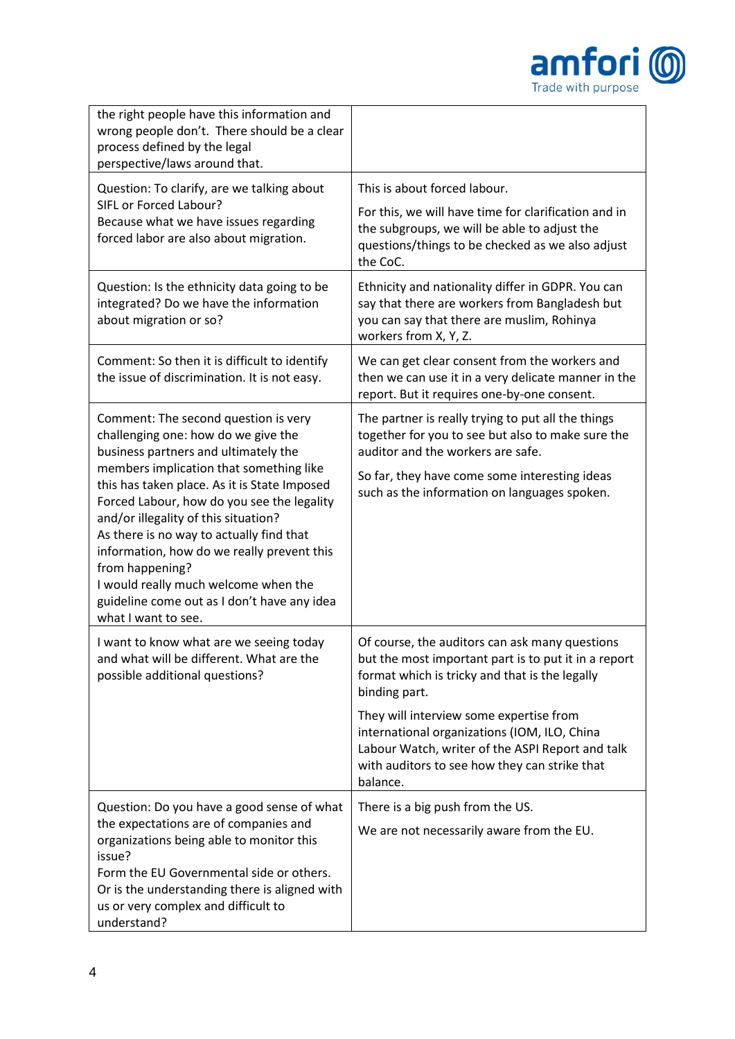| | |
|---|---|
| the right people have this information and wrong people don't. There should be a clear process defined by the legal perspective/laws around that. | |
| Question: To clarify, are we talking about SIFL or Forced Labour?<br>Because what we have issues regarding forced labor are also about migration. | This is about forced labour.<br><br>For this, we will have time for clarification and in the subgroups, we will be able to adjust the questions/things to be checked as we also adjust the CoC. |
| Question: Is the ethnicity data going to be integrated? Do we have the information about migration or so? | Ethnicity and nationality differ in GDPR. You can say that there are workers from Bangladesh but you can say that there are muslim, Rohinya workers from X, Y, Z. |
| Comment: So then it is difficult to identify the issue of discrimination. It is not easy. | We can get clear consent from the workers and then we can use it in a very delicate manner in the report. But it requires one-by-one consent. |
| Comment: The second question is very challenging one: how do we give the business partners and ultimately the members implication that something like this has taken place. As it is State Imposed Forced Labour, how do you see the legality and/or illegality of this situation?<br>As there is no way to actually find that information, how do we really prevent this from happening?<br>I would really much welcome when the guideline come out as I don't have any idea what I want to see. | The partner is really trying to put all the things together for you to see but also to make sure the auditor and the workers are safe.<br><br>So far, they have come some interesting ideas such as the information on languages spoken. |
| I want to know what are we seeing today and what will be different. What are the possible additional questions? | Of course, the auditors can ask many questions but the most important part is to put it in a report format which is tricky and that is the legally binding part.<br><br>They will interview some expertise from international organizations (IOM, ILO, China Labour Watch, writer of the ASPI Report and talk with auditors to see how they can strike that balance. |
| Question: Do you have a good sense of what the expectations are of companies and organizations being able to monitor this issue?<br>Form the EU Governmental side or others.<br>Or is the understanding there is aligned with us or very complex and difficult to understand? | There is a big push from the US.<br><br>We are not necessarily aware from the EU. |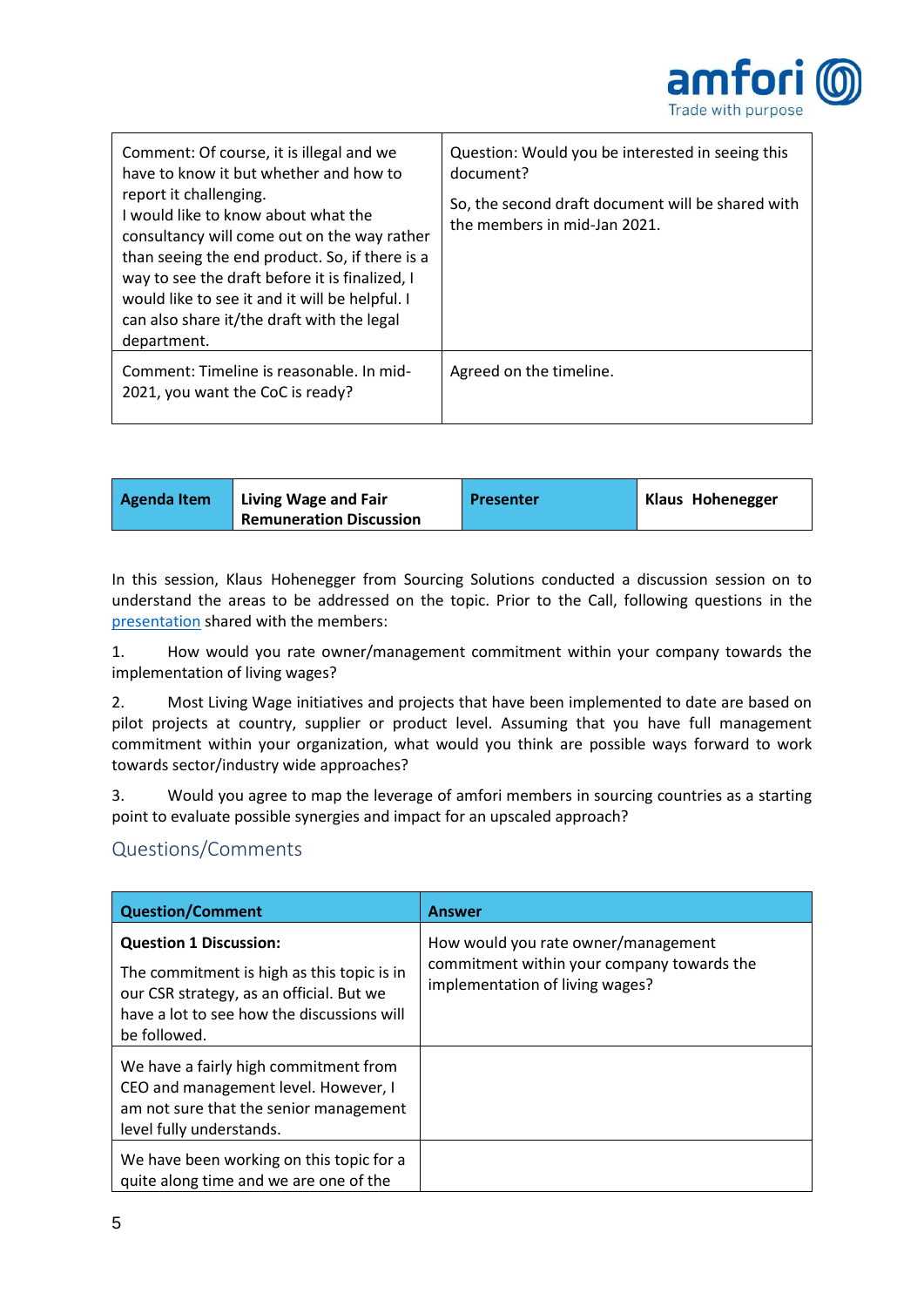| | |
|---|---|
| Comment: Of course, it is illegal and we have to know it but whether and how to report it challenging.<br>I would like to know about what the consultancy will come out on the way rather than seeing the end product. So, if there is a way to see the draft before it is finalized, I would like to see it and it will be helpful. I can also share it/the draft with the legal department. | Question: Would you be interested in seeing this document?<br>So, the second draft document will be shared with the members in mid-Jan 2021. |
| Comment: Timeline is reasonable. In mid-2021, you want the CoC is ready? | Agreed on the timeline. |

| **Agenda Item** | **Living Wage and Fair Remuneration Discussion** | **Presenter** | **Klaus Hohenegger** |
|---|---|---|---|

In this session, Klaus Hohenegger from Sourcing Solutions conducted a discussion session on to understand the areas to be addressed on the topic. Prior to the Call, following questions in the presentation shared with the members:

1. How would you rate owner/management commitment within your company towards the implementation of living wages?

2. Most Living Wage initiatives and projects that have been implemented to date are based on pilot projects at country, supplier or product level. Assuming that you have full management commitment within your organization, what would you think are possible ways forward to work towards sector/industry wide approaches?

3. Would you agree to map the leverage of amfori members in sourcing countries as a starting point to evaluate possible synergies and impact for an upscaled approach?

## Questions/Comments

| Question/Comment | Answer |
|---|---|
| **Question 1 Discussion:**<br>The commitment is high as this topic is in our CSR strategy, as an official. But we have a lot to see how the discussions will be followed. | How would you rate owner/management commitment within your company towards the implementation of living wages? |
| We have a fairly high commitment from CEO and management level. However, I am not sure that the senior management level fully understands. | |
| We have been working on this topic for a quite along time and we are one of the | |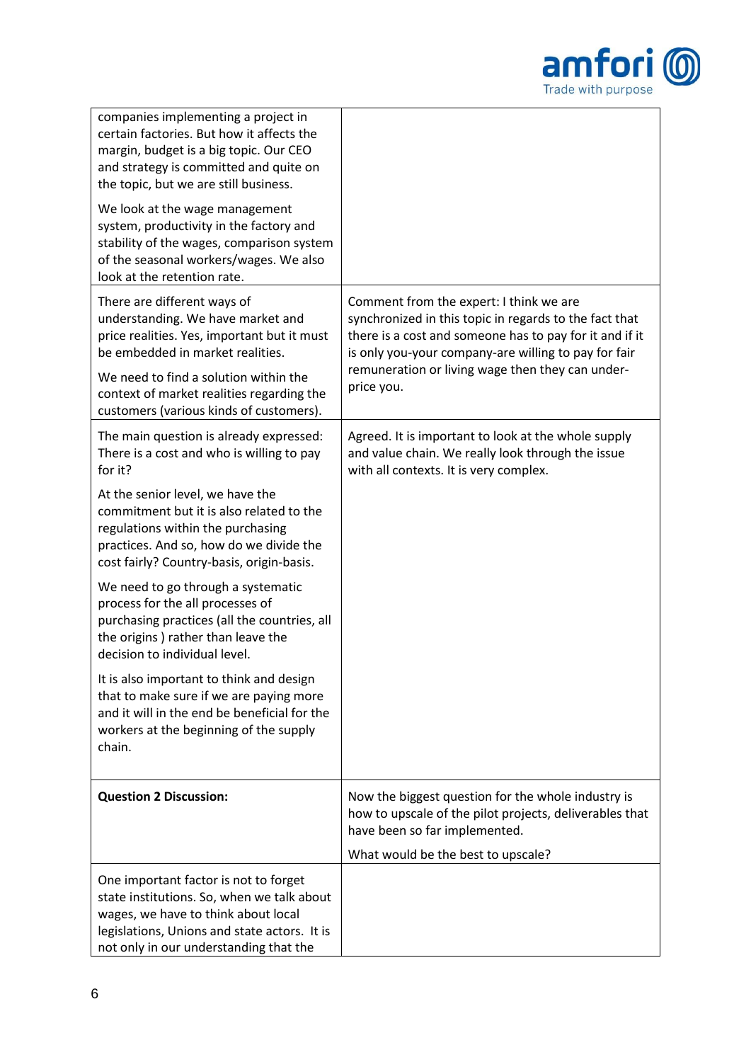| | |
|---|---|
| companies implementing a project in certain factories. But how it affects the margin, budget is a big topic. Our CEO and strategy is committed and quite on the topic, but we are still business.<br><br>We look at the wage management system, productivity in the factory and stability of the wages, comparison system of the seasonal workers/wages. We also look at the retention rate. | |
| There are different ways of understanding. We have market and price realities. Yes, important but it must be embedded in market realities.<br><br>We need to find a solution within the context of market realities regarding the customers (various kinds of customers). | Comment from the expert: I think we are synchronized in this topic in regards to the fact that there is a cost and someone has to pay for it and if it is only you-your company-are willing to pay for fair remuneration or living wage then they can under-price you. |
| The main question is already expressed: There is a cost and who is willing to pay for it?<br><br>At the senior level, we have the commitment but it is also related to the regulations within the purchasing practices. And so, how do we divide the cost fairly? Country-basis, origin-basis.<br><br>We need to go through a systematic process for the all processes of purchasing practices (all the countries, all the origins ) rather than leave the decision to individual level.<br><br>It is also important to think and design that to make sure if we are paying more and it will in the end be beneficial for the workers at the beginning of the supply chain. | Agreed. It is important to look at the whole supply and value chain. We really look through the issue with all contexts. It is very complex. |
| **Question 2 Discussion:** | Now the biggest question for the whole industry is how to upscale of the pilot projects, deliverables that have been so far implemented.<br><br>What would be the best to upscale? |
| One important factor is not to forget state institutions. So, when we talk about wages, we have to think about local legislations, Unions and state actors. It is not only in our understanding that the | |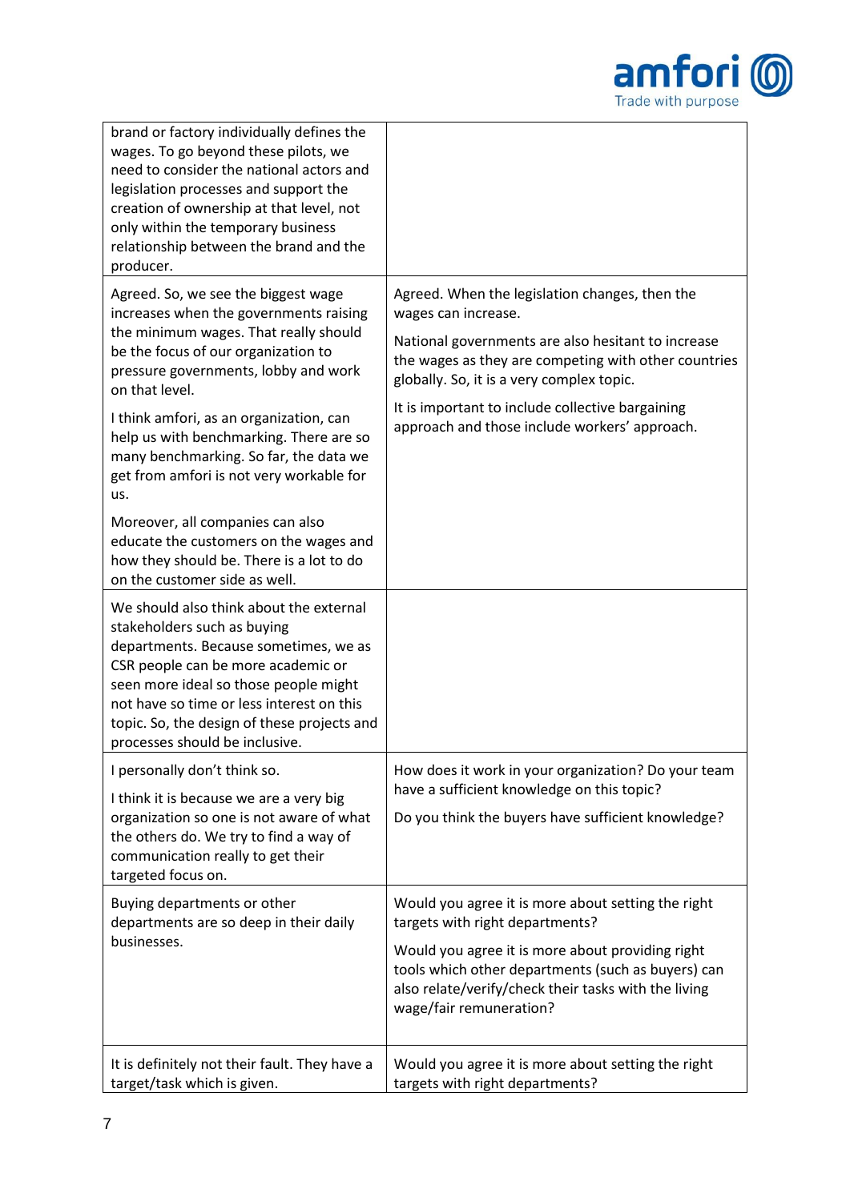| | |
|---|---|
| brand or factory individually defines the wages. To go beyond these pilots, we need to consider the national actors and legislation processes and support the creation of ownership at that level, not only within the temporary business relationship between the brand and the producer. | |
| Agreed. So, we see the biggest wage increases when the governments raising the minimum wages. That really should be the focus of our organization to pressure governments, lobby and work on that level.<br><br>I think amfori, as an organization, can help us with benchmarking. There are so many benchmarking. So far, the data we get from amfori is not very workable for us.<br><br>Moreover, all companies can also educate the customers on the wages and how they should be. There is a lot to do on the customer side as well. | Agreed. When the legislation changes, then the wages can increase.<br><br>National governments are also hesitant to increase the wages as they are competing with other countries globally. So, it is a very complex topic.<br><br>It is important to include collective bargaining approach and those include workers' approach. |
| We should also think about the external stakeholders such as buying departments. Because sometimes, we as CSR people can be more academic or seen more ideal so those people might not have so time or less interest on this topic. So, the design of these projects and processes should be inclusive. | |
| I personally don't think so.<br><br>I think it is because we are a very big organization so one is not aware of what the others do. We try to find a way of communication really to get their targeted focus on. | How does it work in your organization? Do your team have a sufficient knowledge on this topic?<br><br>Do you think the buyers have sufficient knowledge? |
| Buying departments or other departments are so deep in their daily businesses. | Would you agree it is more about setting the right targets with right departments?<br><br>Would you agree it is more about providing right tools which other departments (such as buyers) can also relate/verify/check their tasks with the living wage/fair remuneration? |
| It is definitely not their fault. They have a target/task which is given. | Would you agree it is more about setting the right targets with right departments? |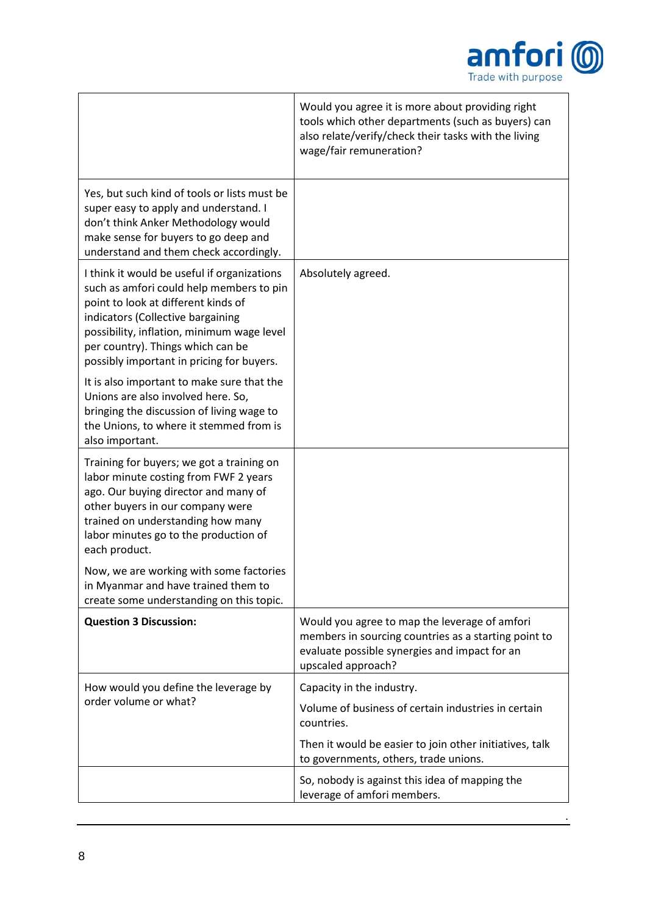| | |
|---|---|
| | Would you agree it is more about providing right tools which other departments (such as buyers) can also relate/verify/check their tasks with the living wage/fair remuneration? |
| Yes, but such kind of tools or lists must be super easy to apply and understand. I don't think Anker Methodology would make sense for buyers to go deep and understand and them check accordingly. | |
| I think it would be useful if organizations such as amfori could help members to pin point to look at different kinds of indicators (Collective bargaining possibility, inflation, minimum wage level per country). Things which can be possibly important in pricing for buyers.<br><br>It is also important to make sure that the Unions are also involved here. So, bringing the discussion of living wage to the Unions, to where it stemmed from is also important. | Absolutely agreed. |
| Training for buyers; we got a training on labor minute costing from FWF 2 years ago. Our buying director and many of other buyers in our company were trained on understanding how many labor minutes go to the production of each product.<br><br>Now, we are working with some factories in Myanmar and have trained them to create some understanding on this topic. | |
| **Question 3 Discussion:** | Would you agree to map the leverage of amfori members in sourcing countries as a starting point to evaluate possible synergies and impact for an upscaled approach? |
| How would you define the leverage by order volume or what? | Capacity in the industry.<br><br>Volume of business of certain industries in certain countries.<br><br>Then it would be easier to join other initiatives, talk to governments, others, trade unions. |
| | So, nobody is against this idea of mapping the leverage of amfori members. |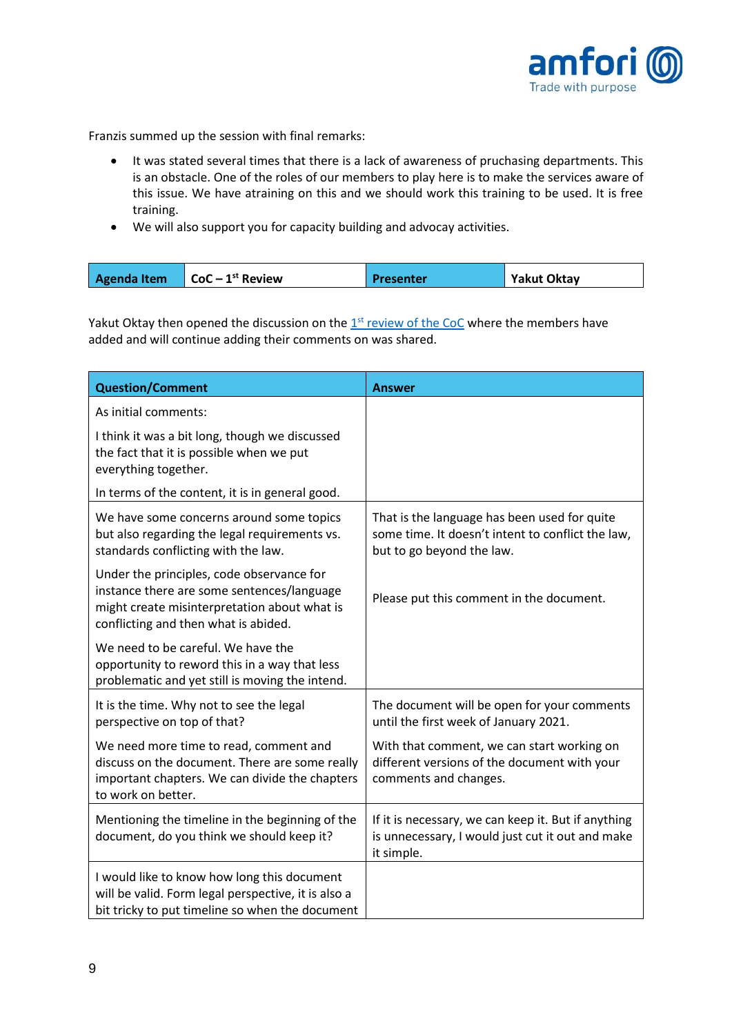Franzis summed up the session with final remarks:

- It was stated several times that there is a lack of awareness of pruchasing departments. This is an obstacle. One of the roles of our members to play here is to make the services aware of this issue. We have atraining on this and we should work this training to be used. It is free training.
- We will also support you for capacity building and advocay activities.

| Agenda Item | CoC – 1st Review | Presenter | Yakut Oktay |
|---|---|---|---|

Yakut Oktay then opened the discussion on the 1st review of the CoC where the members have added and will continue adding their comments on was shared.

| Question/Comment | Answer |
|---|---|
| As initial comments:<br><br>I think it was a bit long, though we discussed the fact that it is possible when we put everything together.<br><br>In terms of the content, it is in general good. | |
| We have some concerns around some topics but also regarding the legal requirements vs. standards conflicting with the law.<br><br>Under the principles, code observance for instance there are some sentences/language might create misinterpretation about what is conflicting and then what is abided.<br><br>We need to be careful. We have the opportunity to reword this in a way that less problematic and yet still is moving the intend. | That is the language has been used for quite some time. It doesn't intent to conflict the law, but to go beyond the law.<br><br>Please put this comment in the document. |
| It is the time. Why not to see the legal perspective on top of that?<br><br>We need more time to read, comment and discuss on the document. There are some really important chapters. We can divide the chapters to work on better. | The document will be open for your comments until the first week of January 2021.<br><br>With that comment, we can start working on different versions of the document with your comments and changes. |
| Mentioning the timeline in the beginning of the document, do you think we should keep it? | If it is necessary, we can keep it. But if anything is unnecessary, I would just cut it out and make it simple. |
| I would like to know how long this document will be valid. Form legal perspective, it is also a bit tricky to put timeline so when the document | |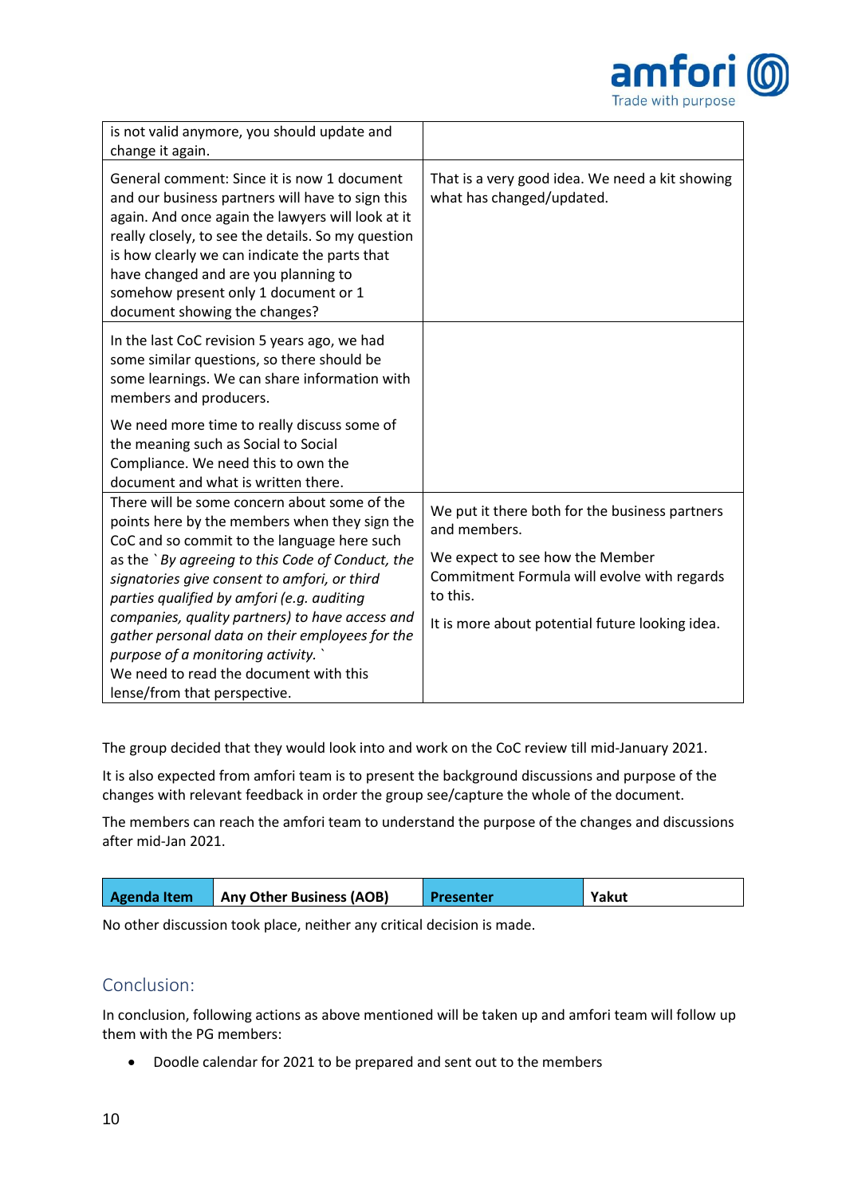| | |
|---|---|
| is not valid anymore, you should update and change it again. | |
| General comment: Since it is now 1 document and our business partners will have to sign this again. And once again the lawyers will look at it really closely, to see the details. So my question is how clearly we can indicate the parts that have changed and are you planning to somehow present only 1 document or 1 document showing the changes? | That is a very good idea. We need a kit showing what has changed/updated. |
| In the last CoC revision 5 years ago, we had some similar questions, so there should be some learnings. We can share information with members and producers.<br><br>We need more time to really discuss some of the meaning such as Social to Social Compliance. We need this to own the document and what is written there. | |
| There will be some concern about some of the points here by the members when they sign the CoC and so commit to the language here such as the `*By agreeing to this Code of Conduct, the signatories give consent to amfori, or third parties qualified by amfori (e.g. auditing companies, quality partners) to have access and gather personal data on their employees for the purpose of a monitoring activity.* `<br>We need to read the document with this lense/from that perspective. | We put it there both for the business partners and members.<br><br>We expect to see how the Member Commitment Formula will evolve with regards to this.<br><br>It is more about potential future looking idea. |

The group decided that they would look into and work on the CoC review till mid-January 2021.

It is also expected from amfori team is to present the background discussions and purpose of the changes with relevant feedback in order the group see/capture the whole of the document.

The members can reach the amfori team to understand the purpose of the changes and discussions after mid-Jan 2021.

| Agenda Item | Any Other Business (AOB) | Presenter | Yakut |
|---|---|---|---|

No other discussion took place, neither any critical decision is made.

## Conclusion:

In conclusion, following actions as above mentioned will be taken up and amfori team will follow up them with the PG members:

- Doodle calendar for 2021 to be prepared and sent out to the members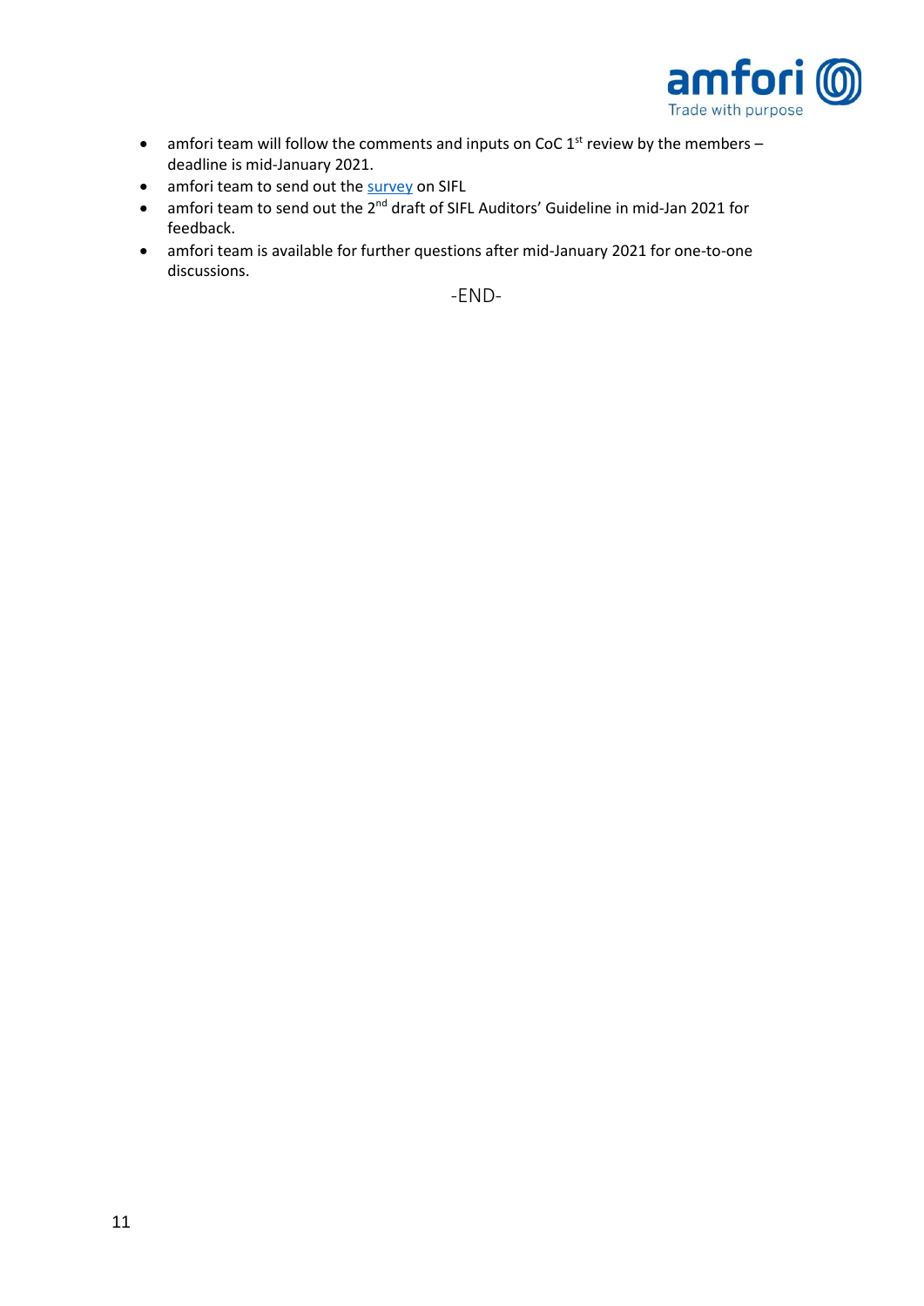- amfori team will follow the comments and inputs on CoC 1st review by the members – deadline is mid-January 2021.
- amfori team to send out the survey on SIFL
- amfori team to send out the 2nd draft of SIFL Auditors' Guideline in mid-Jan 2021 for feedback.
- amfori team is available for further questions after mid-January 2021 for one-to-one discussions.

-END-